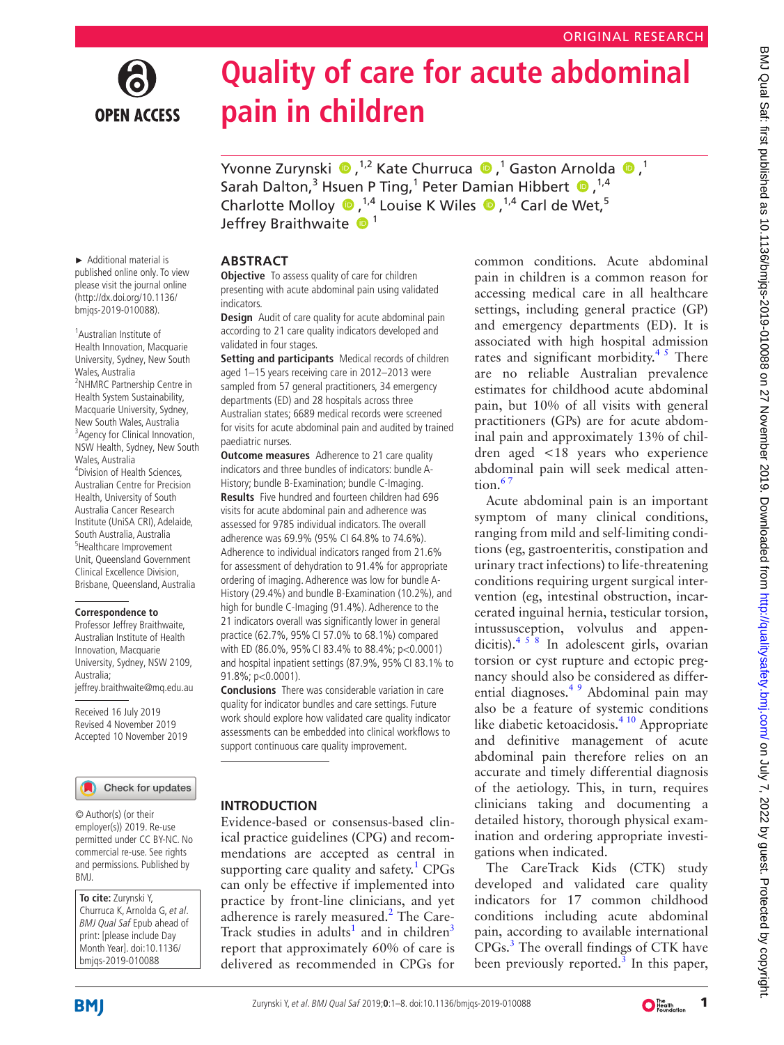ORIGINAL RESEARCH

# Quality of care for acute abdominal pain in children

Yvonne Zurynski,[1,2] Kate Churruca,[1] Gaston Arnolda,[1] Sarah Dalton,[3] Hsuen P Ting,[1] Peter Damian Hibbert,[1,4] Charlotte Molloy,[1,4] Louise K Wiles,[1,4] Carl de Wet,[5] Jeffrey Braithwaite[1]

► Additional material is published online only. To view please visit the journal online (http://dx.doi.org/10.1136/bmjqs-2019-010088).

[1]Australian Institute of Health Innovation, Macquarie University, Sydney, New South Wales, Australia
[2]NHMRC Partnership Centre in Health System Sustainability, Macquarie University, Sydney, New South Wales, Australia
[3]Agency for Clinical Innovation, NSW Health, Sydney, New South Wales, Australia
[4]Division of Health Sciences, Australian Centre for Precision Health, University of South Australia Cancer Research Institute (UniSA CRI), Adelaide, South Australia, Australia
[5]Healthcare Improvement Unit, Queensland Government Clinical Excellence Division, Brisbane, Queensland, Australia

**Correspondence to**
Professor Jeffrey Braithwaite, Australian Institute of Health Innovation, Macquarie University, Sydney, NSW 2109, Australia; jeffrey.braithwaite@mq.edu.au

Received 16 July 2019
Revised 4 November 2019
Accepted 10 November 2019

© Author(s) (or their employer(s)) 2019. Re-use permitted under CC BY-NC. No commercial re-use. See rights and permissions. Published by BMJ.

**To cite:** Zurynski Y, Churruca K, Arnolda G, *et al*. *BMJ Qual Saf* Epub ahead of print: [please include Day Month Year]. doi:10.1136/bmjqs-2019-010088

## ABSTRACT

**Objective** To assess quality of care for children presenting with acute abdominal pain using validated indicators.

**Design** Audit of care quality for acute abdominal pain according to 21 care quality indicators developed and validated in four stages.

**Setting and participants** Medical records of children aged 1–15 years receiving care in 2012–2013 were sampled from 57 general practitioners, 34 emergency departments (ED) and 28 hospitals across three Australian states; 6689 medical records were screened for visits for acute abdominal pain and audited by trained paediatric nurses.

**Outcome measures** Adherence to 21 care quality indicators and three bundles of indicators: bundle A-History; bundle B-Examination; bundle C-Imaging.

**Results** Five hundred and fourteen children had 696 visits for acute abdominal pain and adherence was assessed for 9785 individual indicators. The overall adherence was 69.9% (95% CI 64.8% to 74.6%). Adherence to individual indicators ranged from 21.6% for assessment of dehydration to 91.4% for appropriate ordering of imaging. Adherence was low for bundle A-History (29.4%) and bundle B-Examination (10.2%), and high for bundle C-Imaging (91.4%). Adherence to the 21 indicators overall was significantly lower in general practice (62.7%, 95% CI 57.0% to 68.1%) compared with ED (86.0%, 95% CI 83.4% to 88.4%; p<0.0001) and hospital inpatient settings (87.9%, 95% CI 83.1% to 91.8%; p<0.0001).

**Conclusions** There was considerable variation in care quality for indicator bundles and care settings. Future work should explore how validated care quality indicator assessments can be embedded into clinical workflows to support continuous care quality improvement.

## INTRODUCTION

Evidence-based or consensus-based clinical practice guidelines (CPG) and recommendations are accepted as central in supporting care quality and safety.[1] CPGs can only be effective if implemented into practice by front-line clinicians, and yet adherence is rarely measured.[2] The CareTrack studies in adults[1] and in children[3] report that approximately 60% of care is delivered as recommended in CPGs for common conditions. Acute abdominal pain in children is a common reason for accessing medical care in all healthcare settings, including general practice (GP) and emergency departments (ED). It is associated with high hospital admission rates and significant morbidity.[4 5] There are no reliable Australian prevalence estimates for childhood acute abdominal pain, but 10% of all visits with general practitioners (GPs) are for acute abdominal pain and approximately 13% of children aged <18 years who experience abdominal pain will seek medical attention.[6 7]

Acute abdominal pain is an important symptom of many clinical conditions, ranging from mild and self-limiting conditions (eg, gastroenteritis, constipation and urinary tract infections) to life-threatening conditions requiring urgent surgical intervention (eg, intestinal obstruction, incarcerated inguinal hernia, testicular torsion, intussusception, volvulus and appendicitis).[4 5 8] In adolescent girls, ovarian torsion or cyst rupture and ectopic pregnancy should also be considered as differential diagnoses.[4 9] Abdominal pain may also be a feature of systemic conditions like diabetic ketoacidosis.[4 10] Appropriate and definitive management of acute abdominal pain therefore relies on an accurate and timely differential diagnosis of the aetiology. This, in turn, requires clinicians taking and documenting a detailed history, thorough physical examination and ordering appropriate investigations when indicated.

The CareTrack Kids (CTK) study developed and validated care quality indicators for 17 common childhood conditions including acute abdominal pain, according to available international CPGs.[3] The overall findings of CTK have been previously reported.[3] In this paper,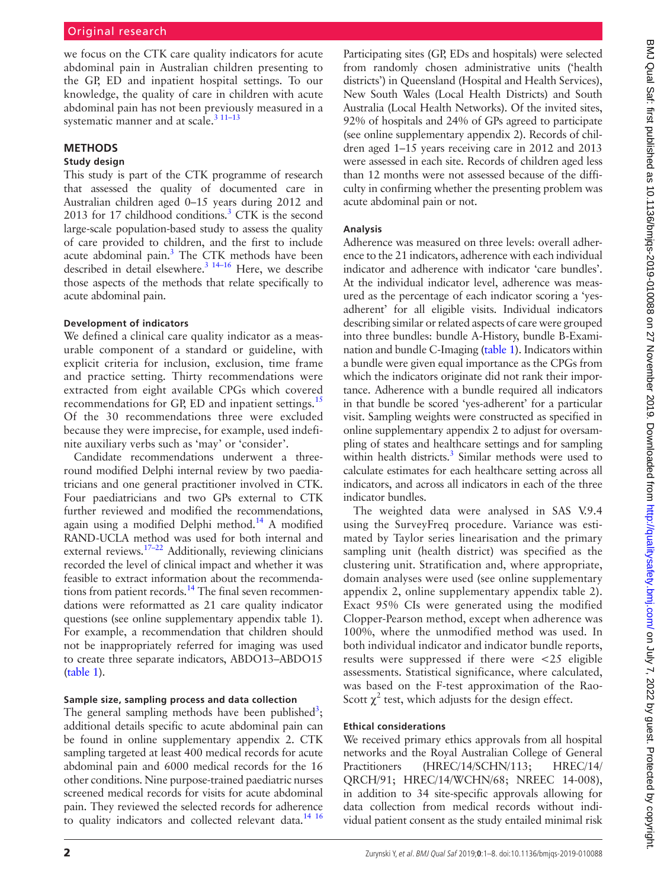we focus on the CTK care quality indicators for acute abdominal pain in Australian children presenting to the GP, ED and inpatient hospital settings. To our knowledge, the quality of care in children with acute abdominal pain has not been previously measured in a systematic manner and at scale.[3 11–13]

## METHODS

### Study design

This study is part of the CTK programme of research that assessed the quality of documented care in Australian children aged 0–15 years during 2012 and 2013 for 17 childhood conditions.[3] CTK is the second large-scale population-based study to assess the quality of care provided to children, and the first to include acute abdominal pain.[3] The CTK methods have been described in detail elsewhere.[3 14–16] Here, we describe those aspects of the methods that relate specifically to acute abdominal pain.

#### Development of indicators

We defined a clinical care quality indicator as a measurable component of a standard or guideline, with explicit criteria for inclusion, exclusion, time frame and practice setting. Thirty recommendations were extracted from eight available CPGs which covered recommendations for GP, ED and inpatient settings.[15] Of the 30 recommendations three were excluded because they were imprecise, for example, used indefinite auxiliary verbs such as 'may' or 'consider'.

Candidate recommendations underwent a three-round modified Delphi internal review by two paediatricians and one general practitioner involved in CTK. Four paediatricians and two GPs external to CTK further reviewed and modified the recommendations, again using a modified Delphi method.[14] A modified RAND-UCLA method was used for both internal and external reviews.[17–22] Additionally, reviewing clinicians recorded the level of clinical impact and whether it was feasible to extract information about the recommendations from patient records.[14] The final seven recommendations were reformatted as 21 care quality indicator questions (see online supplementary appendix table 1). For example, a recommendation that children should not be inappropriately referred for imaging was used to create three separate indicators, ABDO13–ABDO15 (table 1).

#### Sample size, sampling process and data collection

The general sampling methods have been published[3]; additional details specific to acute abdominal pain can be found in online supplementary appendix 2. CTK sampling targeted at least 400 medical records for acute abdominal pain and 6000 medical records for the 16 other conditions. Nine purpose-trained paediatric nurses screened medical records for visits for acute abdominal pain. They reviewed the selected records for adherence to quality indicators and collected relevant data.[14 16]

Participating sites (GP, EDs and hospitals) were selected from randomly chosen administrative units ('health districts') in Queensland (Hospital and Health Services), New South Wales (Local Health Districts) and South Australia (Local Health Networks). Of the invited sites, 92% of hospitals and 24% of GPs agreed to participate (see online supplementary appendix 2). Records of children aged 1–15 years receiving care in 2012 and 2013 were assessed in each site. Records of children aged less than 12 months were not assessed because of the difficulty in confirming whether the presenting problem was acute abdominal pain or not.

#### Analysis

Adherence was measured on three levels: overall adherence to the 21 indicators, adherence with each individual indicator and adherence with indicator 'care bundles'. At the individual indicator level, adherence was measured as the percentage of each indicator scoring a 'yes-adherent' for all eligible visits. Individual indicators describing similar or related aspects of care were grouped into three bundles: bundle A-History, bundle B-Examination and bundle C-Imaging (table 1). Indicators within a bundle were given equal importance as the CPGs from which the indicators originate did not rank their importance. Adherence with a bundle required all indicators in that bundle be scored 'yes-adherent' for a particular visit. Sampling weights were constructed as specified in online supplementary appendix 2 to adjust for oversampling of states and healthcare settings and for sampling within health districts.[3] Similar methods were used to calculate estimates for each healthcare setting across all indicators, and across all indicators in each of the three indicator bundles.

The weighted data were analysed in SAS V.9.4 using the SurveyFreq procedure. Variance was estimated by Taylor series linearisation and the primary sampling unit (health district) was specified as the clustering unit. Stratification and, where appropriate, domain analyses were used (see online supplementary appendix 2, online supplementary appendix table 2). Exact 95% CIs were generated using the modified Clopper-Pearson method, except when adherence was 100%, where the unmodified method was used. In both individual indicator and indicator bundle reports, results were suppressed if there were <25 eligible assessments. Statistical significance, where calculated, was based on the F-test approximation of the Rao-Scott $\chi^2$ test, which adjusts for the design effect.

#### Ethical considerations

We received primary ethics approvals from all hospital networks and the Royal Australian College of General Practitioners (HREC/14/SCHN/113; HREC/14/QRCH/91; HREC/14/WCHN/68; NREEC 14-008), in addition to 34 site-specific approvals allowing for data collection from medical records without individual patient consent as the study entailed minimal risk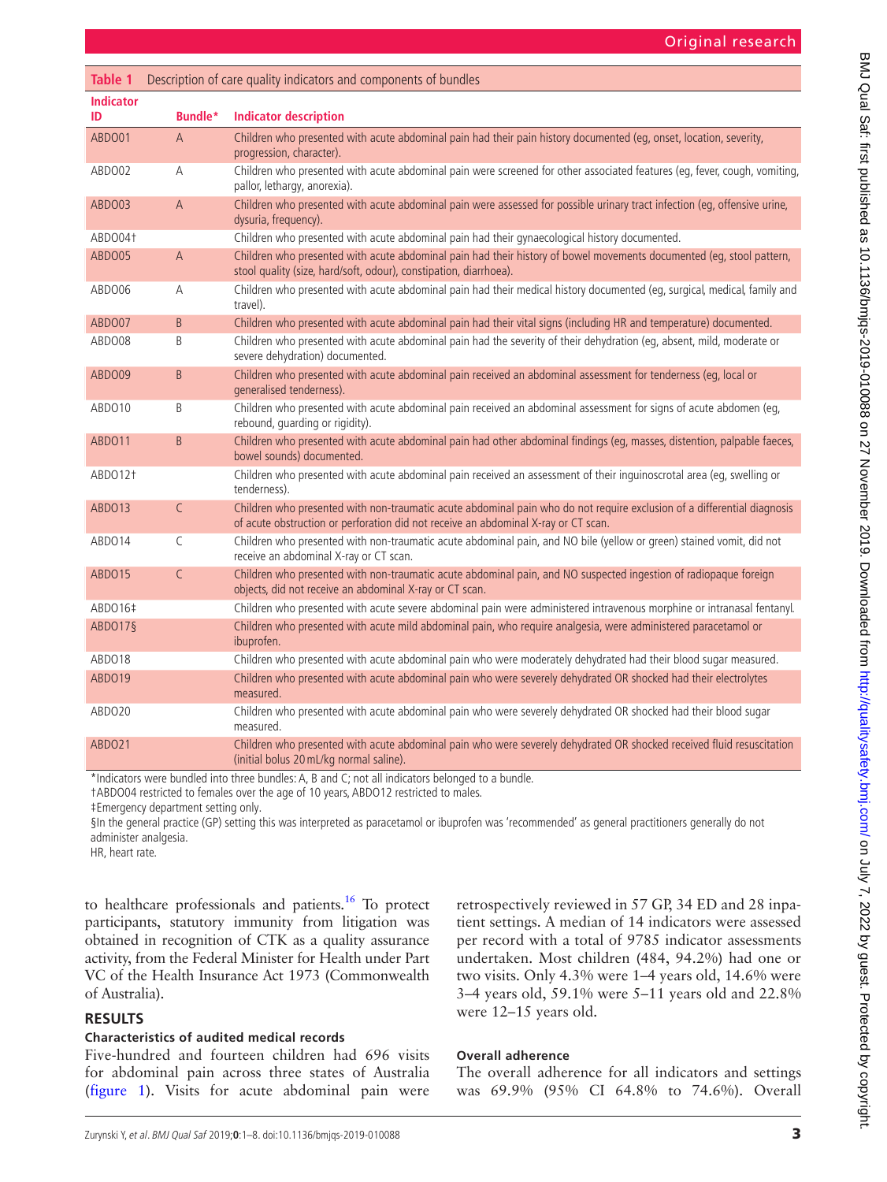**Table 1** Description of care quality indicators and components of bundles

| Indicator ID | Bundle* | Indicator description |
|---|---|---|
| ABDO01 | A | Children who presented with acute abdominal pain had their pain history documented (eg, onset, location, severity, progression, character). |
| ABDO02 | A | Children who presented with acute abdominal pain were screened for other associated features (eg, fever, cough, vomiting, pallor, lethargy, anorexia). |
| ABDO03 | A | Children who presented with acute abdominal pain were assessed for possible urinary tract infection (eg, offensive urine, dysuria, frequency). |
| ABDO04† | | Children who presented with acute abdominal pain had their gynaecological history documented. |
| ABDO05 | A | Children who presented with acute abdominal pain had their history of bowel movements documented (eg, stool pattern, stool quality (size, hard/soft, odour), constipation, diarrhoea). |
| ABDO06 | A | Children who presented with acute abdominal pain had their medical history documented (eg, surgical, medical, family and travel). |
| ABDO07 | B | Children who presented with acute abdominal pain had their vital signs (including HR and temperature) documented. |
| ABDO08 | B | Children who presented with acute abdominal pain had the severity of their dehydration (eg, absent, mild, moderate or severe dehydration) documented. |
| ABDO09 | B | Children who presented with acute abdominal pain received an abdominal assessment for tenderness (eg, local or generalised tenderness). |
| ABDO10 | B | Children who presented with acute abdominal pain received an abdominal assessment for signs of acute abdomen (eg, rebound, guarding or rigidity). |
| ABDO11 | B | Children who presented with acute abdominal pain had other abdominal findings (eg, masses, distention, palpable faeces, bowel sounds) documented. |
| ABDO12† | | Children who presented with acute abdominal pain received an assessment of their inguinoscrotal area (eg, swelling or tenderness). |
| ABDO13 | C | Children who presented with non-traumatic acute abdominal pain who do not require exclusion of a differential diagnosis of acute obstruction or perforation did not receive an abdominal X-ray or CT scan. |
| ABDO14 | C | Children who presented with non-traumatic acute abdominal pain, and NO bile (yellow or green) stained vomit, did not receive an abdominal X-ray or CT scan. |
| ABDO15 | C | Children who presented with non-traumatic acute abdominal pain, and NO suspected ingestion of radiopaque foreign objects, did not receive an abdominal X-ray or CT scan. |
| ABDO16‡ | | Children who presented with acute severe abdominal pain were administered intravenous morphine or intranasal fentanyl. |
| ABDO17§ | | Children who presented with acute mild abdominal pain, who require analgesia, were administered paracetamol or ibuprofen. |
| ABDO18 | | Children who presented with acute abdominal pain who were moderately dehydrated had their blood sugar measured. |
| ABDO19 | | Children who presented with acute abdominal pain who were severely dehydrated OR shocked had their electrolytes measured. |
| ABDO20 | | Children who presented with acute abdominal pain who were severely dehydrated OR shocked had their blood sugar measured. |
| ABDO21 | | Children who presented with acute abdominal pain who were severely dehydrated OR shocked received fluid resuscitation (initial bolus 20 mL/kg normal saline). |

*Indicators were bundled into three bundles: A, B and C; not all indicators belonged to a bundle.
†ABDO04 restricted to females over the age of 10 years, ABDO12 restricted to males.
‡Emergency department setting only.
§In the general practice (GP) setting this was interpreted as paracetamol or ibuprofen was 'recommended' as general practitioners generally do not administer analgesia.
HR, heart rate.

to healthcare professionals and patients.[16] To protect participants, statutory immunity from litigation was obtained in recognition of CTK as a quality assurance activity, from the Federal Minister for Health under Part VC of the Health Insurance Act 1973 (Commonwealth of Australia).

## RESULTS

### Characteristics of audited medical records

Five-hundred and fourteen children had 696 visits for abdominal pain across three states of Australia (figure 1). Visits for acute abdominal pain were retrospectively reviewed in 57 GP, 34 ED and 28 inpatient settings. A median of 14 indicators were assessed per record with a total of 9785 indicator assessments undertaken. Most children (484, 94.2%) had one or two visits. Only 4.3% were 1–4 years old, 14.6% were 3–4 years old, 59.1% were 5–11 years old and 22.8% were 12–15 years old.

### Overall adherence

The overall adherence for all indicators and settings was 69.9% (95% CI 64.8% to 74.6%). Overall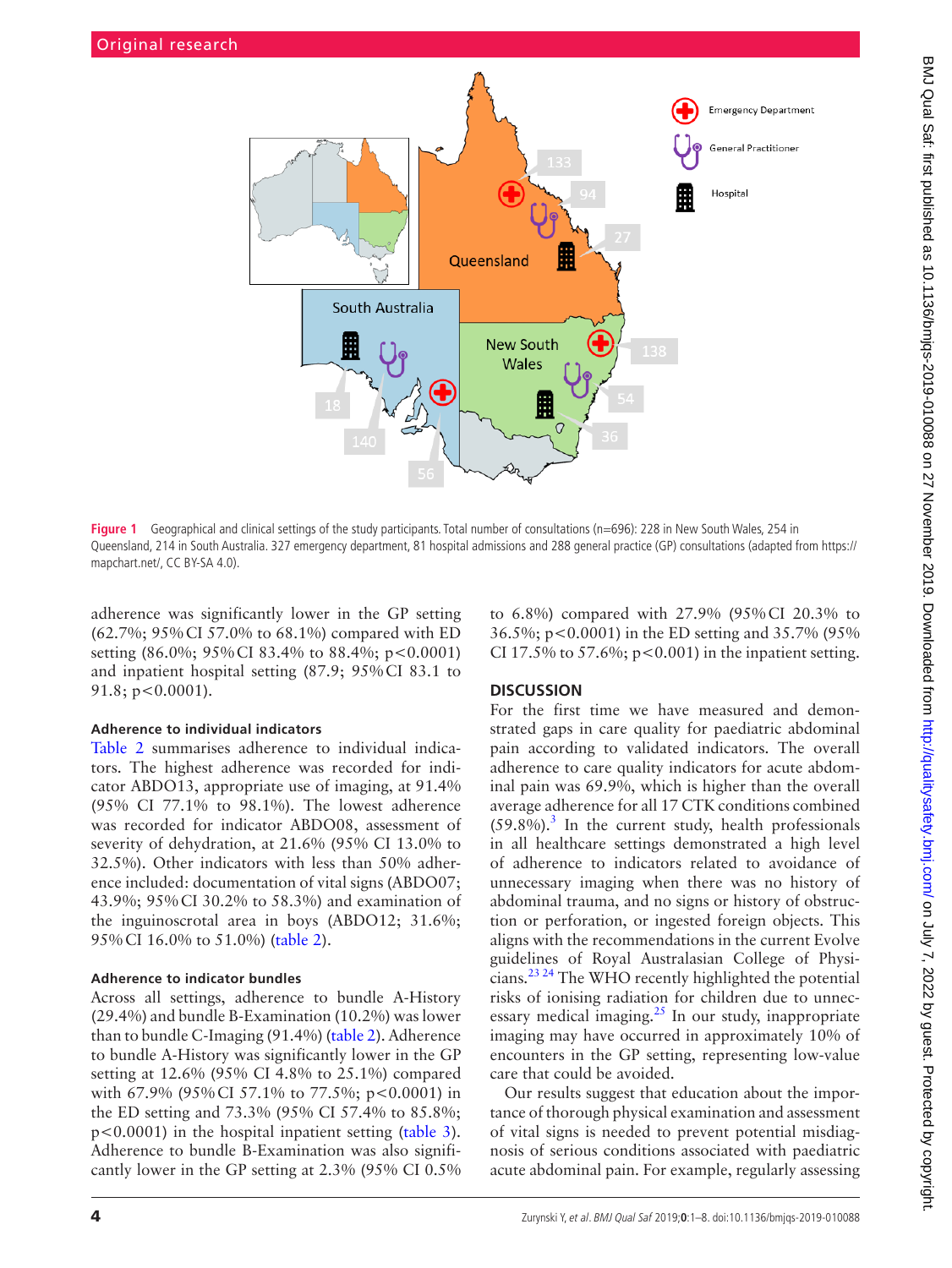Figure 1 Geographical and clinical settings of the study participants. Total number of consultations (n=696): 228 in New South Wales, 254 in Queensland, 214 in South Australia. 327 emergency department, 81 hospital admissions and 288 general practice (GP) consultations (adapted from https://mapchart.net/, CC BY-SA 4.0).

adherence was significantly lower in the GP setting (62.7%; 95% CI 57.0% to 68.1%) compared with ED setting (86.0%; 95% CI 83.4% to 88.4%; p<0.0001) and inpatient hospital setting (87.9; 95% CI 83.1 to 91.8; p<0.0001).

### Adherence to individual indicators

Table 2 summarises adherence to individual indicators. The highest adherence was recorded for indicator ABDO13, appropriate use of imaging, at 91.4% (95% CI 77.1% to 98.1%). The lowest adherence was recorded for indicator ABDO08, assessment of severity of dehydration, at 21.6% (95% CI 13.0% to 32.5%). Other indicators with less than 50% adherence included: documentation of vital signs (ABDO07; 43.9%; 95% CI 30.2% to 58.3%) and examination of the inguinoscrotal area in boys (ABDO12; 31.6%; 95% CI 16.0% to 51.0%) (table 2).

### Adherence to indicator bundles

Across all settings, adherence to bundle A-History (29.4%) and bundle B-Examination (10.2%) was lower than to bundle C-Imaging (91.4%) (table 2). Adherence to bundle A-History was significantly lower in the GP setting at 12.6% (95% CI 4.8% to 25.1%) compared with 67.9% (95% CI 57.1% to 77.5%; p<0.0001) in the ED setting and 73.3% (95% CI 57.4% to 85.8%; p<0.0001) in the hospital inpatient setting (table 3). Adherence to bundle B-Examination was also significantly lower in the GP setting at 2.3% (95% CI 0.5% to 6.8%) compared with 27.9% (95% CI 20.3% to 36.5%; p<0.0001) in the ED setting and 35.7% (95% CI 17.5% to 57.6%; p<0.001) in the inpatient setting.

## DISCUSSION

For the first time we have measured and demonstrated gaps in care quality for paediatric abdominal pain according to validated indicators. The overall adherence to care quality indicators for acute abdominal pain was 69.9%, which is higher than the overall average adherence for all 17 CTK conditions combined (59.8%).[3] In the current study, health professionals in all healthcare settings demonstrated a high level of adherence to indicators related to avoidance of unnecessary imaging when there was no history of abdominal trauma, and no signs or history of obstruction or perforation, or ingested foreign objects. This aligns with the recommendations in the current Evolve guidelines of Royal Australasian College of Physicians.[23 24] The WHO recently highlighted the potential risks of ionising radiation for children due to unnecessary medical imaging.[25] In our study, inappropriate imaging may have occurred in approximately 10% of encounters in the GP setting, representing low-value care that could be avoided.

Our results suggest that education about the importance of thorough physical examination and assessment of vital signs is needed to prevent potential misdiagnosis of serious conditions associated with paediatric acute abdominal pain. For example, regularly assessing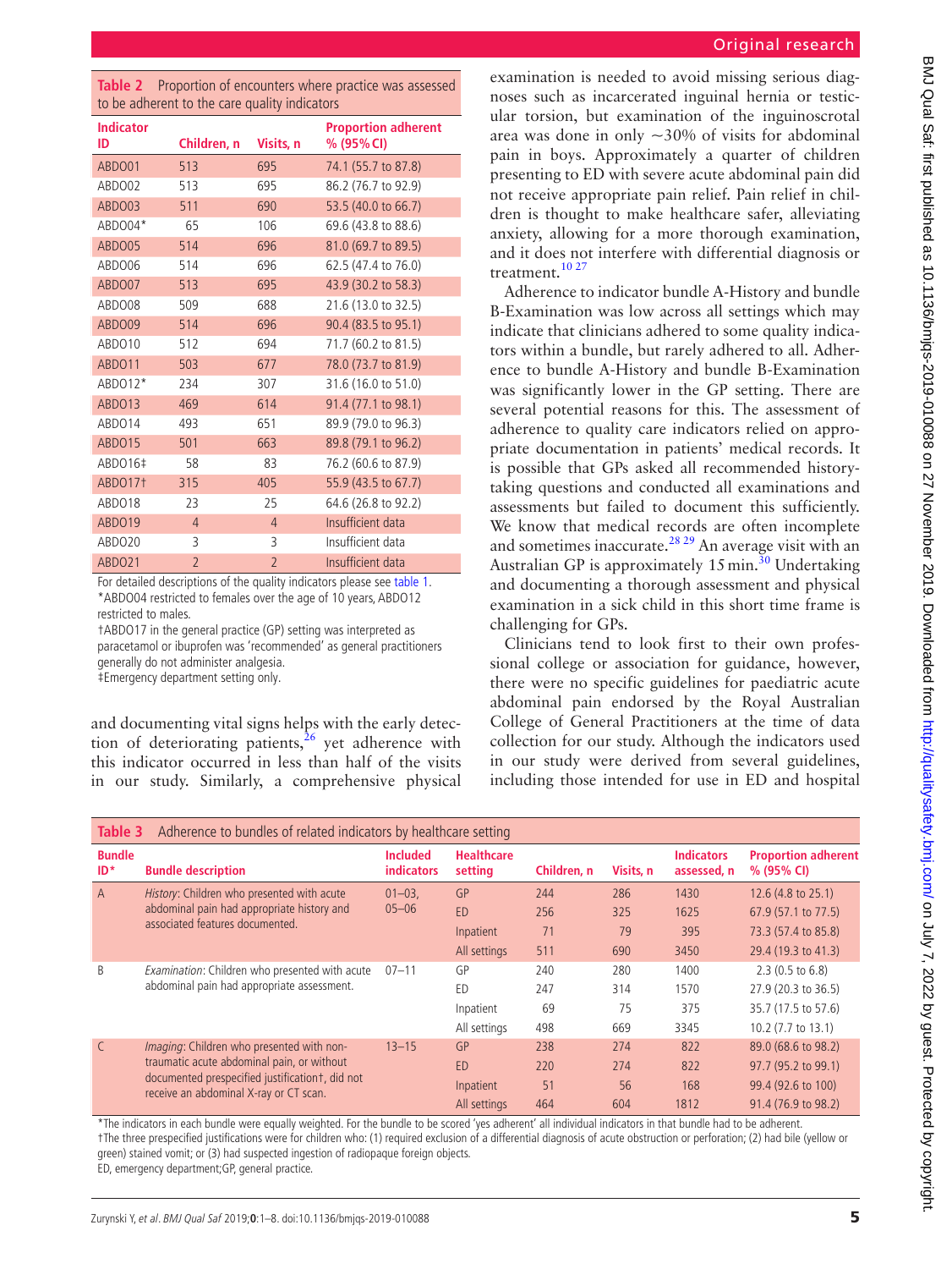**Table 2** Proportion of encounters where practice was assessed to be adherent to the care quality indicators

| Indicator ID | Children, n | Visits, n | Proportion adherent % (95% CI) |
|---|---|---|---|
| ABDO01 | 513 | 695 | 74.1 (55.7 to 87.8) |
| ABDO02 | 513 | 695 | 86.2 (76.7 to 92.9) |
| ABDO03 | 511 | 690 | 53.5 (40.0 to 66.7) |
| ABDO04* | 65 | 106 | 69.6 (43.8 to 88.6) |
| ABDO05 | 514 | 696 | 81.0 (69.7 to 89.5) |
| ABDO06 | 514 | 696 | 62.5 (47.4 to 76.0) |
| ABDO07 | 513 | 695 | 43.9 (30.2 to 58.3) |
| ABDO08 | 509 | 688 | 21.6 (13.0 to 32.5) |
| ABDO09 | 514 | 696 | 90.4 (83.5 to 95.1) |
| ABDO10 | 512 | 694 | 71.7 (60.2 to 81.5) |
| ABDO11 | 503 | 677 | 78.0 (73.7 to 81.9) |
| ABDO12* | 234 | 307 | 31.6 (16.0 to 51.0) |
| ABDO13 | 469 | 614 | 91.4 (77.1 to 98.1) |
| ABDO14 | 493 | 651 | 89.9 (79.0 to 96.3) |
| ABDO15 | 501 | 663 | 89.8 (79.1 to 96.2) |
| ABDO16‡ | 58 | 83 | 76.2 (60.6 to 87.9) |
| ABDO17† | 315 | 405 | 55.9 (43.5 to 67.7) |
| ABDO18 | 23 | 25 | 64.6 (26.8 to 92.2) |
| ABDO19 | 4 | 4 | Insufficient data |
| ABDO20 | 3 | 3 | Insufficient data |
| ABDO21 | 2 | 2 | Insufficient data |

For detailed descriptions of the quality indicators please see table 1.
*ABDO04 restricted to females over the age of 10 years, ABDO12 restricted to males.
†ABDO17 in the general practice (GP) setting was interpreted as paracetamol or ibuprofen was 'recommended' as general practitioners generally do not administer analgesia.
‡Emergency department setting only.

and documenting vital signs helps with the early detection of deteriorating patients,[26] yet adherence with this indicator occurred in less than half of the visits in our study. Similarly, a comprehensive physical examination is needed to avoid missing serious diagnoses such as incarcerated inguinal hernia or testicular torsion, but examination of the inguinoscrotal area was done in only ~30% of visits for abdominal pain in boys. Approximately a quarter of children presenting to ED with severe acute abdominal pain did not receive appropriate pain relief. Pain relief in children is thought to make healthcare safer, alleviating anxiety, allowing for a more thorough examination, and it does not interfere with differential diagnosis or treatment.[10 27]

Adherence to indicator bundle A-History and bundle B-Examination was low across all settings which may indicate that clinicians adhered to some quality indicators within a bundle, but rarely adhered to all. Adherence to bundle A-History and bundle B-Examination was significantly lower in the GP setting. There are several potential reasons for this. The assessment of adherence to quality care indicators relied on appropriate documentation in patients' medical records. It is possible that GPs asked all recommended history-taking questions and conducted all examinations and assessments but failed to document this sufficiently. We know that medical records are often incomplete and sometimes inaccurate.[28 29] An average visit with an Australian GP is approximately 15 min.[30] Undertaking and documenting a thorough assessment and physical examination in a sick child in this short time frame is challenging for GPs.

Clinicians tend to look first to their own professional college or association for guidance, however, there were no specific guidelines for paediatric acute abdominal pain endorsed by the Royal Australian College of General Practitioners at the time of data collection for our study. Although the indicators used in our study were derived from several guidelines, including those intended for use in ED and hospital

**Table 3** Adherence to bundles of related indicators by healthcare setting

| Bundle ID* | Bundle description | Included indicators | Healthcare setting | Children, n | Visits, n | Indicators assessed, n | Proportion adherent % (95% CI) |
|---|---|---|---|---|---|---|---|
| A | *History*: Children who presented with acute abdominal pain had appropriate history and associated features documented. | 01–03, 05–06 | GP | 244 | 286 | 1430 | 12.6 (4.8 to 25.1) |
| | | | ED | 256 | 325 | 1625 | 67.9 (57.1 to 77.5) |
| | | | Inpatient | 71 | 79 | 395 | 73.3 (57.4 to 85.8) |
| | | | All settings | 511 | 690 | 3450 | 29.4 (19.3 to 41.3) |
| B | *Examination*: Children who presented with acute abdominal pain had appropriate assessment. | 07–11 | GP | 240 | 280 | 1400 | 2.3 (0.5 to 6.8) |
| | | | ED | 247 | 314 | 1570 | 27.9 (20.3 to 36.5) |
| | | | Inpatient | 69 | 75 | 375 | 35.7 (17.5 to 57.6) |
| | | | All settings | 498 | 669 | 3345 | 10.2 (7.7 to 13.1) |
| C | *Imaging*: Children who presented with non-traumatic acute abdominal pain, or without documented prespecified justification†, did not receive an abdominal X-ray or CT scan. | 13–15 | GP | 238 | 274 | 822 | 89.0 (68.6 to 98.2) |
| | | | ED | 220 | 274 | 822 | 97.7 (95.2 to 99.1) |
| | | | Inpatient | 51 | 56 | 168 | 99.4 (92.6 to 100) |
| | | | All settings | 464 | 604 | 1812 | 91.4 (76.9 to 98.2) |

*The indicators in each bundle were equally weighted. For the bundle to be scored 'yes adherent' all individual indicators in that bundle had to be adherent.
†The three prespecified justifications were for children who: (1) required exclusion of a differential diagnosis of acute obstruction or perforation; (2) had bile (yellow or green) stained vomit; or (3) had suspected ingestion of radiopaque foreign objects.
ED, emergency department;GP, general practice.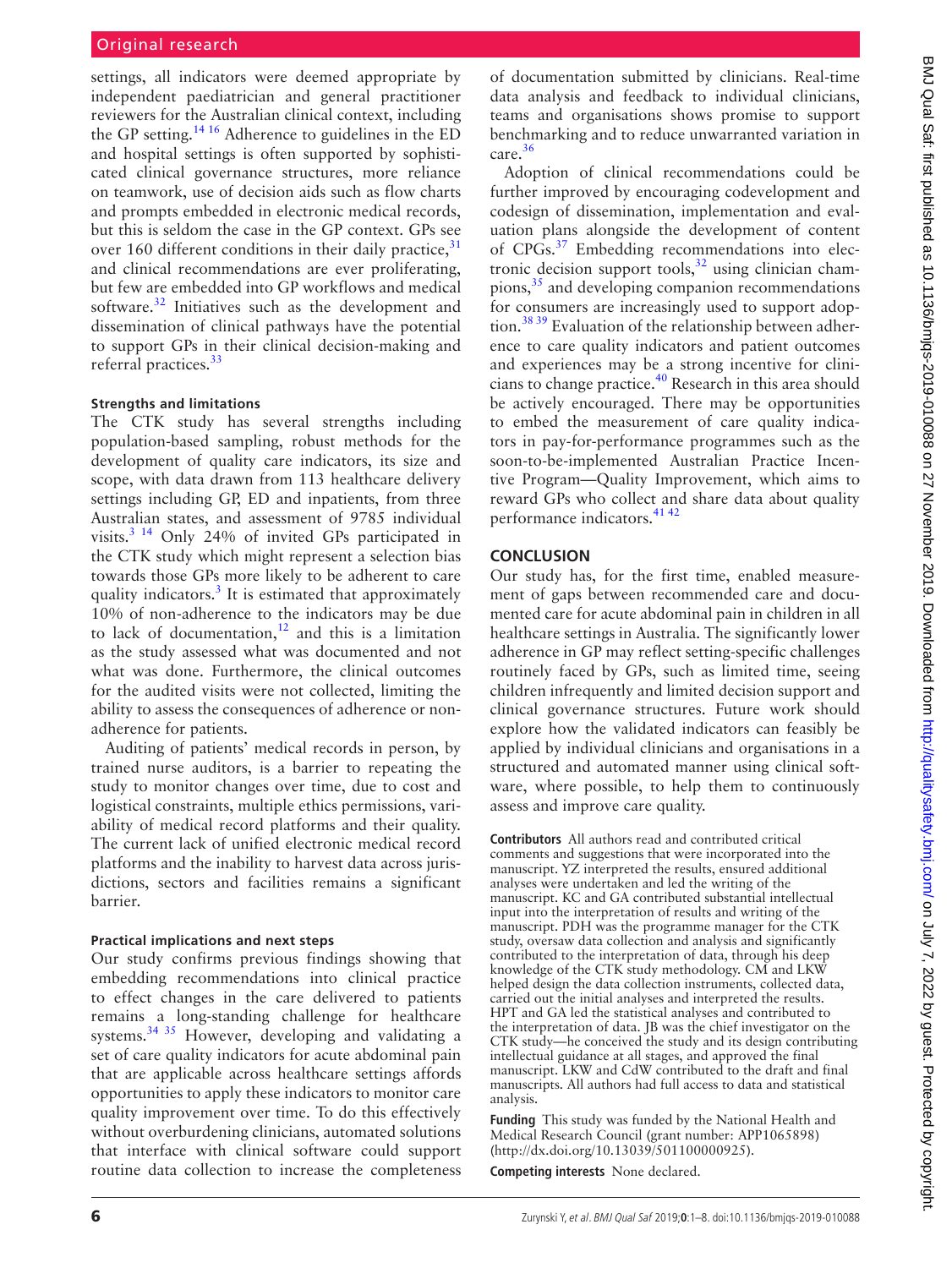settings, all indicators were deemed appropriate by independent paediatrician and general practitioner reviewers for the Australian clinical context, including the GP setting.[14 16] Adherence to guidelines in the ED and hospital settings is often supported by sophisticated clinical governance structures, more reliance on teamwork, use of decision aids such as flow charts and prompts embedded in electronic medical records, but this is seldom the case in the GP context. GPs see over 160 different conditions in their daily practice,[31] and clinical recommendations are ever proliferating, but few are embedded into GP workflows and medical software.[32] Initiatives such as the development and dissemination of clinical pathways have the potential to support GPs in their clinical decision-making and referral practices.[33]

#### Strengths and limitations

The CTK study has several strengths including population-based sampling, robust methods for the development of quality care indicators, its size and scope, with data drawn from 113 healthcare delivery settings including GP, ED and inpatients, from three Australian states, and assessment of 9785 individual visits.[3 14] Only 24% of invited GPs participated in the CTK study which might represent a selection bias towards those GPs more likely to be adherent to care quality indicators.[3] It is estimated that approximately 10% of non-adherence to the indicators may be due to lack of documentation,[12] and this is a limitation as the study assessed what was documented and not what was done. Furthermore, the clinical outcomes for the audited visits were not collected, limiting the ability to assess the consequences of adherence or non-adherence for patients.

Auditing of patients' medical records in person, by trained nurse auditors, is a barrier to repeating the study to monitor changes over time, due to cost and logistical constraints, multiple ethics permissions, variability of medical record platforms and their quality. The current lack of unified electronic medical record platforms and the inability to harvest data across jurisdictions, sectors and facilities remains a significant barrier.

#### Practical implications and next steps

Our study confirms previous findings showing that embedding recommendations into clinical practice to effect changes in the care delivered to patients remains a long-standing challenge for healthcare systems.[34 35] However, developing and validating a set of care quality indicators for acute abdominal pain that are applicable across healthcare settings affords opportunities to apply these indicators to monitor care quality improvement over time. To do this effectively without overburdening clinicians, automated solutions that interface with clinical software could support routine data collection to increase the completeness of documentation submitted by clinicians. Real-time data analysis and feedback to individual clinicians, teams and organisations shows promise to support benchmarking and to reduce unwarranted variation in care.[36]

Adoption of clinical recommendations could be further improved by encouraging codevelopment and codesign of dissemination, implementation and evaluation plans alongside the development of content of CPGs.[37] Embedding recommendations into electronic decision support tools,[32] using clinician champions,[35] and developing companion recommendations for consumers are increasingly used to support adoption.[38 39] Evaluation of the relationship between adherence to care quality indicators and patient outcomes and experiences may be a strong incentive for clinicians to change practice.[40] Research in this area should be actively encouraged. There may be opportunities to embed the measurement of care quality indicators in pay-for-performance programmes such as the soon-to-be-implemented Australian Practice Incentive Program—Quality Improvement, which aims to reward GPs who collect and share data about quality performance indicators.[41 42]

## CONCLUSION

Our study has, for the first time, enabled measurement of gaps between recommended care and documented care for acute abdominal pain in children in all healthcare settings in Australia. The significantly lower adherence in GP may reflect setting-specific challenges routinely faced by GPs, such as limited time, seeing children infrequently and limited decision support and clinical governance structures. Future work should explore how the validated indicators can feasibly be applied by individual clinicians and organisations in a structured and automated manner using clinical software, where possible, to help them to continuously assess and improve care quality.

**Contributors** All authors read and contributed critical comments and suggestions that were incorporated into the manuscript. YZ interpreted the results, ensured additional analyses were undertaken and led the writing of the manuscript. KC and GA contributed substantial intellectual input into the interpretation of results and writing of the manuscript. PDH was the programme manager for the CTK study, oversaw data collection and analysis and significantly contributed to the interpretation of data, through his deep knowledge of the CTK study methodology. CM and LKW helped design the data collection instruments, collected data, carried out the initial analyses and interpreted the results. HPT and GA led the statistical analyses and contributed to the interpretation of data. JB was the chief investigator on the CTK study—he conceived the study and its design contributing intellectual guidance at all stages, and approved the final manuscript. LKW and CdW contributed to the draft and final manuscripts. All authors had full access to data and statistical analysis.

**Funding** This study was funded by the National Health and Medical Research Council (grant number: APP1065898) (http://dx.doi.org/10.13039/501100000925).

**Competing interests** None declared.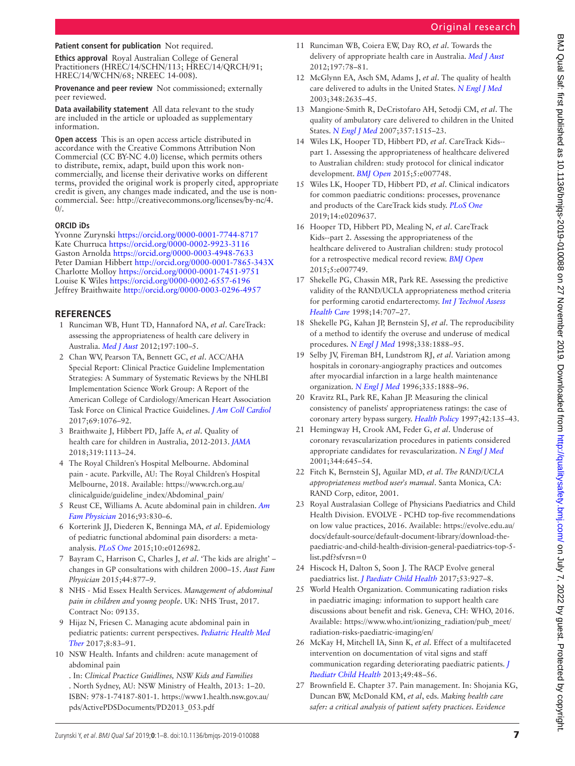**Patient consent for publication** Not required.

**Ethics approval** Royal Australian College of General Practitioners (HREC/14/SCHN/113; HREC/14/QRCH/91; HREC/14/WCHN/68; NREEC 14-008).

**Provenance and peer review** Not commissioned; externally peer reviewed.

**Data availability statement** All data relevant to the study are included in the article or uploaded as supplementary information.

**Open access** This is an open access article distributed in accordance with the Creative Commons Attribution Non Commercial (CC BY-NC 4.0) license, which permits others to distribute, remix, adapt, build upon this work non-commercially, and license their derivative works on different terms, provided the original work is properly cited, appropriate credit is given, any changes made indicated, and the use is non-commercial. See: http://creativecommons.org/licenses/by-nc/4.0/.

### ORCID iDs

Yvonne Zurynski https://orcid.org/0000-0001-7744-8717
Kate Churruca https://orcid.org/0000-0002-9923-3116
Gaston Arnolda https://orcid.org/0000-0003-4948-7633
Peter Damian Hibbert http://orcid.org/0000-0001-7865-343X
Charlotte Molloy https://orcid.org/0000-0001-7451-9751
Louise K Wiles https://orcid.org/0000-0002-6557-6196
Jeffrey Braithwaite http://orcid.org/0000-0003-0296-4957

## REFERENCES

1. Runciman WB, Hunt TD, Hannaford NA, *et al*. CareTrack: assessing the appropriateness of health care delivery in Australia. *Med J Aust* 2012;197:100–5.
2. Chan WV, Pearson TA, Bennett GC, *et al*. ACC/AHA Special Report: Clinical Practice Guideline Implementation Strategies: A Summary of Systematic Reviews by the NHLBI Implementation Science Work Group: A Report of the American College of Cardiology/American Heart Association Task Force on Clinical Practice Guidelines. *J Am Coll Cardiol* 2017;69:1076–92.
3. Braithwaite J, Hibbert PD, Jaffe A, *et al*. Quality of health care for children in Australia, 2012-2013. *JAMA* 2018;319:1113–24.
4. The Royal Children's Hospital Melbourne. Abdominal pain - acute. Parkville, AU: The Royal Children's Hospital Melbourne, 2018. Available: https://www.rch.org.au/clinicalguide/guideline_index/Abdominal_pain/
5. Reust CE, Williams A. Acute abdominal pain in children. *Am Fam Physician* 2016;93:830–6.
6. Korterink JJ, Diederen K, Benninga MA, *et al*. Epidemiology of pediatric functional abdominal pain disorders: a meta-analysis. *PLoS One* 2015;10:e0126982.
7. Bayram C, Harrison C, Charles J, *et al*. 'The kids are alright' – changes in GP consultations with children 2000–15. *Aust Fam Physician* 2015;44:877–9.
8. NHS - Mid Essex Health Services. *Management of abdominal pain in children and young people*. UK: NHS Trust, 2017. Contract No: 09135.
9. Hijaz N, Friesen C. Managing acute abdominal pain in pediatric patients: current perspectives. *Pediatric Health Med Ther* 2017;8:83–91.
10. NSW Health. Infants and children: acute management of abdominal pain . In: *Clinical Practice Guidlines, NSW Kids and Families* . North Sydney, AU: NSW Ministry of Health, 2013: 1–20. ISBN: 978-1-74187-801-1. https://www1.health.nsw.gov.au/pds/ActivePDSDocuments/PD2013_053.pdf
11. Runciman WB, Coiera EW, Day RO, *et al*. Towards the delivery of appropriate health care in Australia. *Med J Aust* 2012;197:78–81.
12. McGlynn EA, Asch SM, Adams J, *et al*. The quality of health care delivered to adults in the United States. *N Engl J Med* 2003;348:2635–45.
13. Mangione-Smith R, DeCristofaro AH, Setodji CM, *et al*. The quality of ambulatory care delivered to children in the United States. *N Engl J Med* 2007;357:1515–23.
14. Wiles LK, Hooper TD, Hibbert PD, *et al*. CareTrack Kids--part 1. Assessing the appropriateness of healthcare delivered to Australian children: study protocol for clinical indicator development. *BMJ Open* 2015;5:e007748.
15. Wiles LK, Hooper TD, Hibbert PD, *et al*. Clinical indicators for common paediatric conditions: processes, provenance and products of the CareTrack kids study. *PLoS One* 2019;14:e0209637.
16. Hooper TD, Hibbert PD, Mealing N, *et al*. CareTrack Kids--part 2. Assessing the appropriateness of the healthcare delivered to Australian children: study protocol for a retrospective medical record review. *BMJ Open* 2015;5:e007749.
17. Shekelle PG, Chassin MR, Park RE. Assessing the predictive validity of the RAND/UCLA appropriateness method criteria for performing carotid endarterectomy. *Int J Technol Assess Health Care* 1998;14:707–27.
18. Shekelle PG, Kahan JP, Bernstein SJ, *et al*. The reproducibility of a method to identify the overuse and underuse of medical procedures. *N Engl J Med* 1998;338:1888–95.
19. Selby JV, Fireman BH, Lundstrom RJ, *et al*. Variation among hospitals in coronary-angiography practices and outcomes after myocardial infarction in a large health maintenance organization. *N Engl J Med* 1996;335:1888–96.
20. Kravitz RL, Park RE, Kahan JP. Measuring the clinical consistency of panelists' appropriateness ratings: the case of coronary artery bypass surgery. *Health Policy* 1997;42:135–43.
21. Hemingway H, Crook AM, Feder G, *et al*. Underuse of coronary revascularization procedures in patients considered appropriate candidates for revascularization. *N Engl J Med* 2001;344:645–54.
22. Fitch K, Bernstein SJ, Aguilar MD, *et al*. *The RAND/UCLA appropriateness method user's manual*. Santa Monica, CA: RAND Corp, editor, 2001.
23. Royal Australasian College of Physicians Paediatrics and Child Health Division. EVOLVE - PCHD top-five recommendations on low value practices, 2016. Available: https://evolve.edu.au/docs/default-source/default-document-library/download-the-paediatric-and-child-health-division-general-paediatrics-top-5-list.pdf?sfvrsn=0
24. Hiscock H, Dalton S, Soon J. The RACP Evolve general paediatrics list. *J Paediatr Child Health* 2017;53:927–8.
25. World Health Organization. Communicating radiation risks in paediatric imaging: information to support health care discussions about benefit and risk. Geneva, CH: WHO, 2016. Available: https://www.who.int/ionizing_radiation/pub_meet/radiation-risks-paediatric-imaging/en/
26. McKay H, Mitchell IA, Sinn K, *et al*. Effect of a multifaceted intervention on documentation of vital signs and staff communication regarding deteriorating paediatric patients. *J Paediatr Child Health* 2013;49:48–56.
27. Brownfield E. Chapter 37. Pain management. In: Shojania KG, Duncan BW, McDonald KM, *et al*, eds. *Making health care safer: a critical analysis of patient safety practices. Evidence*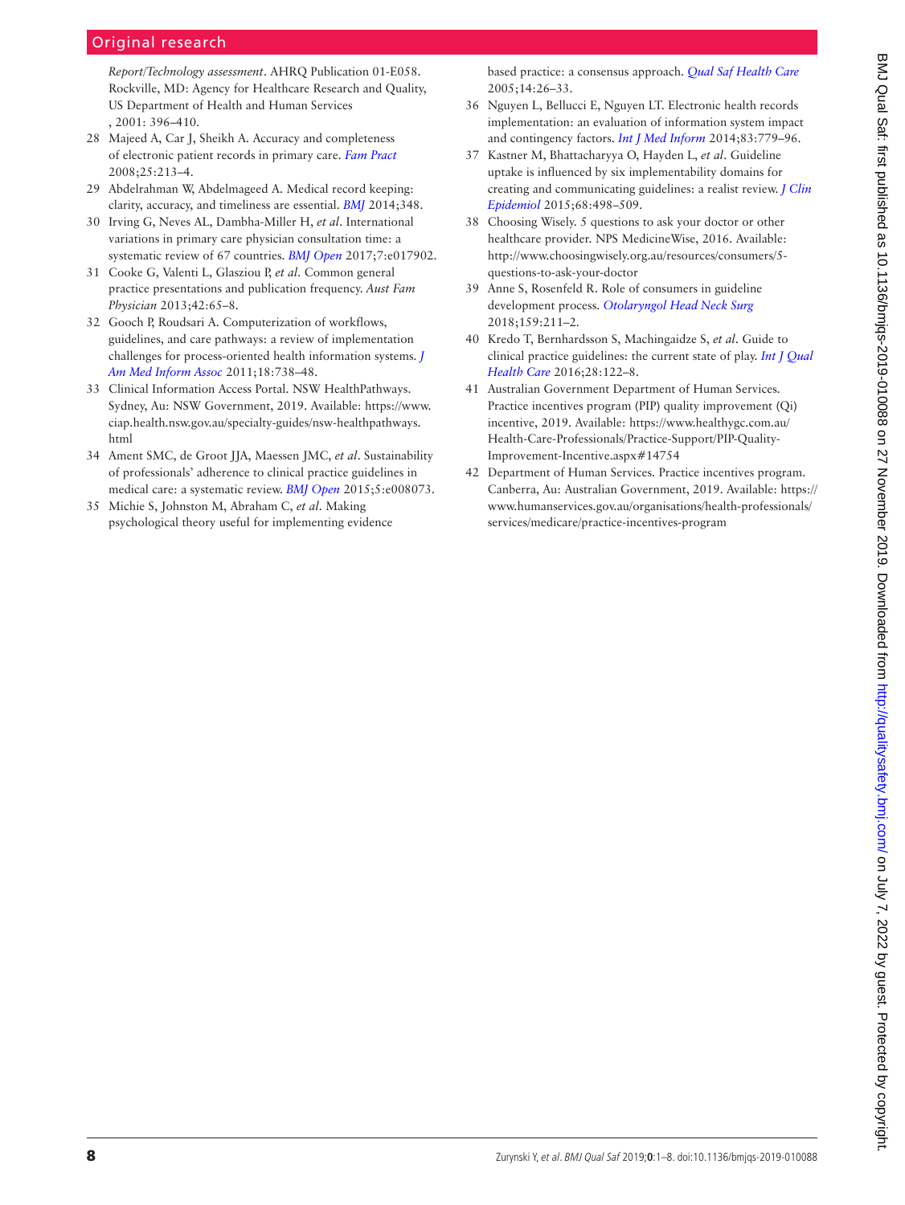*Report/Technology assessment*. AHRQ Publication 01-E058. Rockville, MD: Agency for Healthcare Research and Quality, US Department of Health and Human Services , 2001: 396–410.

28 Majeed A, Car J, Sheikh A. Accuracy and completeness of electronic patient records in primary care. *Fam Pract* 2008;25:213–4.

29 Abdelrahman W, Abdelmageed A. Medical record keeping: clarity, accuracy, and timeliness are essential. *BMJ* 2014;348.

30 Irving G, Neves AL, Dambha-Miller H, *et al*. International variations in primary care physician consultation time: a systematic review of 67 countries. *BMJ Open* 2017;7:e017902.

31 Cooke G, Valenti L, Glasziou P, *et al*. Common general practice presentations and publication frequency. *Aust Fam Physician* 2013;42:65–8.

32 Gooch P, Roudsari A. Computerization of workflows, guidelines, and care pathways: a review of implementation challenges for process-oriented health information systems. *J Am Med Inform Assoc* 2011;18:738–48.

33 Clinical Information Access Portal. NSW HealthPathways. Sydney, Au: NSW Government, 2019. Available: https://www.ciap.health.nsw.gov.au/specialty-guides/nsw-healthpathways.html

34 Ament SMC, de Groot JJA, Maessen JMC, *et al*. Sustainability of professionals' adherence to clinical practice guidelines in medical care: a systematic review. *BMJ Open* 2015;5:e008073.

35 Michie S, Johnston M, Abraham C, *et al*. Making psychological theory useful for implementing evidence based practice: a consensus approach. *Qual Saf Health Care* 2005;14:26–33.

36 Nguyen L, Bellucci E, Nguyen LT. Electronic health records implementation: an evaluation of information system impact and contingency factors. *Int J Med Inform* 2014;83:779–96.

37 Kastner M, Bhattacharyya O, Hayden L, *et al*. Guideline uptake is influenced by six implementability domains for creating and communicating guidelines: a realist review. *J Clin Epidemiol* 2015;68:498–509.

38 Choosing Wisely. 5 questions to ask your doctor or other healthcare provider. NPS MedicineWise, 2016. Available: http://www.choosingwisely.org.au/resources/consumers/5-questions-to-ask-your-doctor

39 Anne S, Rosenfeld R. Role of consumers in guideline development process. *Otolaryngol Head Neck Surg* 2018;159:211–2.

40 Kredo T, Bernhardsson S, Machingaidze S, *et al*. Guide to clinical practice guidelines: the current state of play. *Int J Qual Health Care* 2016;28:122–8.

41 Australian Government Department of Human Services. Practice incentives program (PIP) quality improvement (Qi) incentive, 2019. Available: https://www.healthygc.com.au/Health-Care-Professionals/Practice-Support/PIP-Quality-Improvement-Incentive.aspx#14754

42 Department of Human Services. Practice incentives program. Canberra, Au: Australian Government, 2019. Available: https://www.humanservices.gov.au/organisations/health-professionals/services/medicare/practice-incentives-program